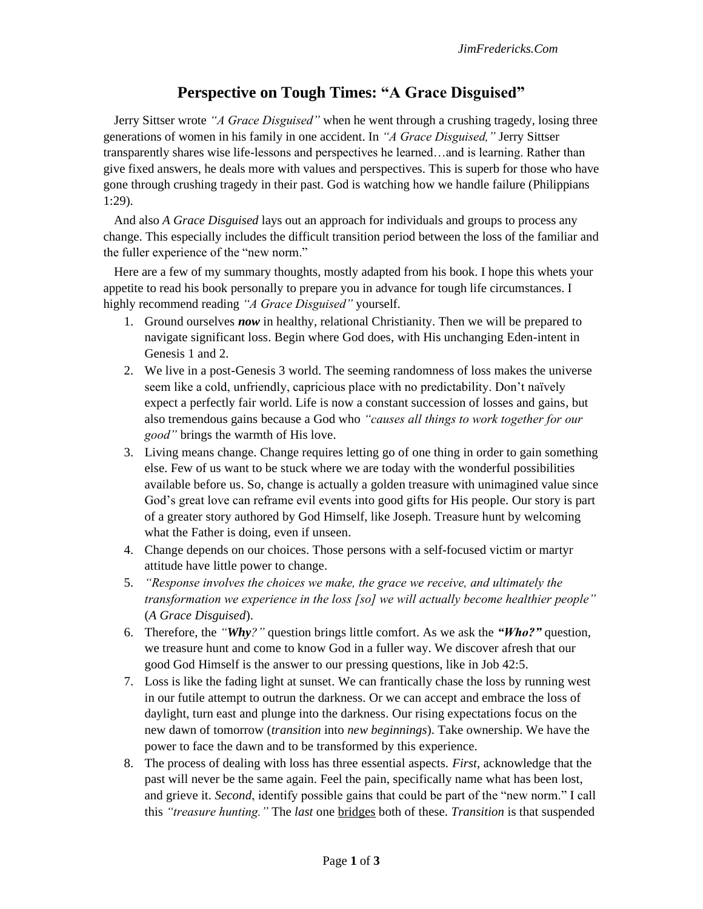# Perspective on Tough Times: "A Grace Disguised"

Jerry Sittser wrote *"A Grace Disguised"* when he went through a crushing tragedy, losing three generations of women in his family in one accident. In *"A Grace Disguised,"* Jerry Sittser transparently shares wise life-lessons and perspectives he learned…and is learning. Rather than give fixed answers, he deals more with values and perspectives. This is superb for those who have gone through crushing tragedy in their past. God is watching how we handle failure (Philippians 1:29).

And also *A Grace Disguised* lays out an approach for individuals and groups to process any change. This especially includes the difficult transition period between the loss of the familiar and the fuller experience of the "new norm."

Here are a few of my summary thoughts, mostly adapted from his book. I hope this whets your appetite to read his book personally to prepare you in advance for tough life circumstances. I highly recommend reading *"A Grace Disguised"* yourself.

1. Ground ourselves ***now*** in healthy, relational Christianity. Then we will be prepared to navigate significant loss. Begin where God does, with His unchanging Eden-intent in Genesis 1 and 2.
2. We live in a post-Genesis 3 world. The seeming randomness of loss makes the universe seem like a cold, unfriendly, capricious place with no predictability. Don't naïvely expect a perfectly fair world. Life is now a constant succession of losses and gains, but also tremendous gains because a God who *"causes all things to work together for our good"* brings the warmth of His love.
3. Living means change. Change requires letting go of one thing in order to gain something else. Few of us want to be stuck where we are today with the wonderful possibilities available before us. So, change is actually a golden treasure with unimagined value since God's great love can reframe evil events into good gifts for His people. Our story is part of a greater story authored by God Himself, like Joseph. Treasure hunt by welcoming what the Father is doing, even if unseen.
4. Change depends on our choices. Those persons with a self-focused victim or martyr attitude have little power to change.
5. *"Response involves the choices we make, the grace we receive, and ultimately the transformation we experience in the loss [so] we will actually become healthier people"* (*A Grace Disguised*).
6. Therefore, the *"**Why**?"* question brings little comfort. As we ask the ***"Who?"*** question, we treasure hunt and come to know God in a fuller way. We discover afresh that our good God Himself is the answer to our pressing questions, like in Job 42:5.
7. Loss is like the fading light at sunset. We can frantically chase the loss by running west in our futile attempt to outrun the darkness. Or we can accept and embrace the loss of daylight, turn east and plunge into the darkness. Our rising expectations focus on the new dawn of tomorrow (*transition* into *new beginnings*). Take ownership. We have the power to face the dawn and to be transformed by this experience.
8. The process of dealing with loss has three essential aspects. *First*, acknowledge that the past will never be the same again. Feel the pain, specifically name what has been lost, and grieve it. *Second*, identify possible gains that could be part of the "new norm." I call this *"treasure hunting."* The *last* one <u>bridges</u> both of these. *Transition* is that suspended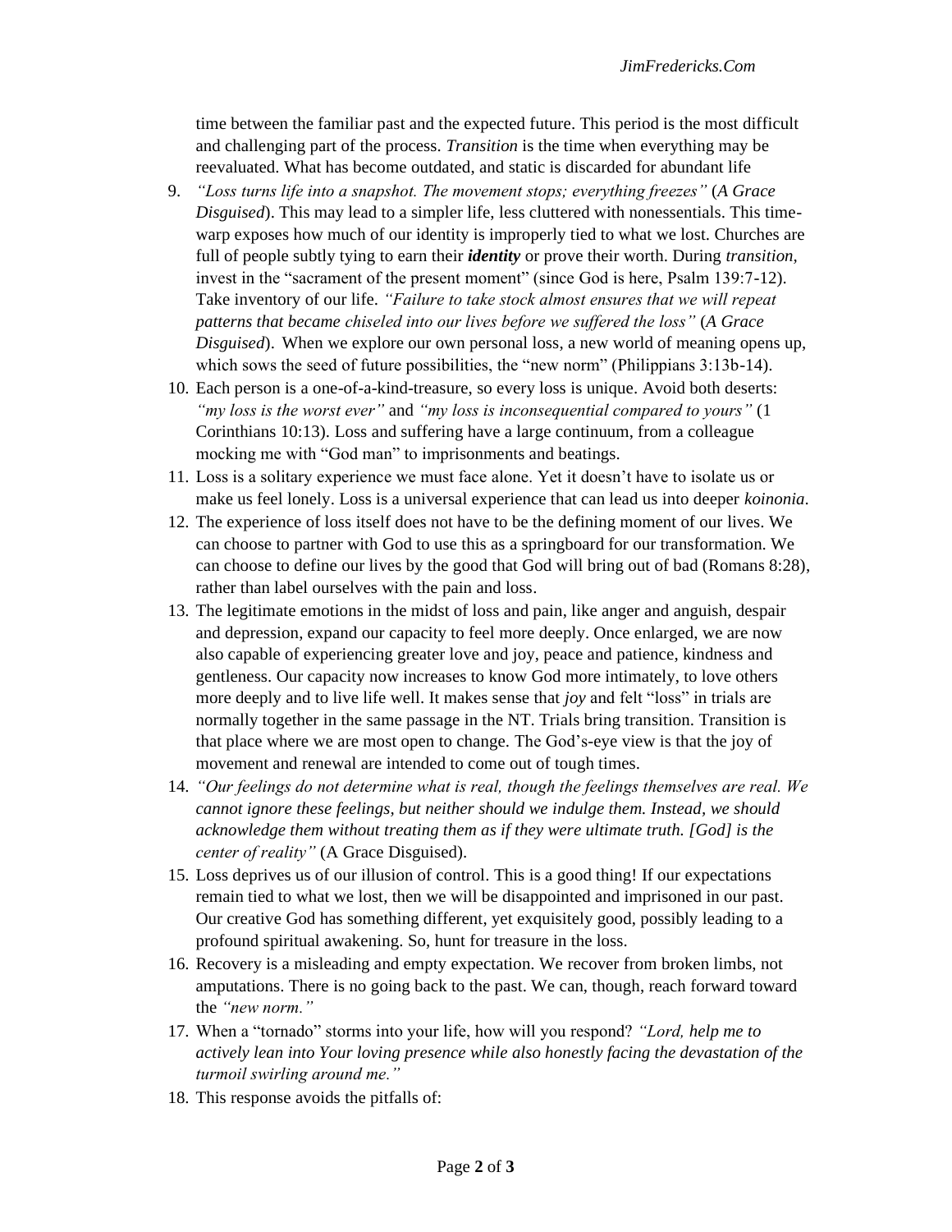time between the familiar past and the expected future. This period is the most difficult and challenging part of the process. *Transition* is the time when everything may be reevaluated. What has become outdated, and static is discarded for abundant life

9. *"Loss turns life into a snapshot. The movement stops; everything freezes"* (*A Grace Disguised*). This may lead to a simpler life, less cluttered with nonessentials. This time-warp exposes how much of our identity is improperly tied to what we lost. Churches are full of people subtly tying to earn their ***identity*** or prove their worth. During *transition*, invest in the "sacrament of the present moment" (since God is here, Psalm 139:7-12). Take inventory of our life. *"Failure to take stock almost ensures that we will repeat patterns that became chiseled into our lives before we suffered the loss"* (*A Grace Disguised*). When we explore our own personal loss, a new world of meaning opens up, which sows the seed of future possibilities, the "new norm" (Philippians 3:13b-14).
10. Each person is a one-of-a-kind-treasure, so every loss is unique. Avoid both deserts: *"my loss is the worst ever"* and *"my loss is inconsequential compared to yours"* (1 Corinthians 10:13). Loss and suffering have a large continuum, from a colleague mocking me with "God man" to imprisonments and beatings.
11. Loss is a solitary experience we must face alone. Yet it doesn't have to isolate us or make us feel lonely. Loss is a universal experience that can lead us into deeper *koinonia*.
12. The experience of loss itself does not have to be the defining moment of our lives. We can choose to partner with God to use this as a springboard for our transformation. We can choose to define our lives by the good that God will bring out of bad (Romans 8:28), rather than label ourselves with the pain and loss.
13. The legitimate emotions in the midst of loss and pain, like anger and anguish, despair and depression, expand our capacity to feel more deeply. Once enlarged, we are now also capable of experiencing greater love and joy, peace and patience, kindness and gentleness. Our capacity now increases to know God more intimately, to love others more deeply and to live life well. It makes sense that *joy* and felt "loss" in trials are normally together in the same passage in the NT. Trials bring transition. Transition is that place where we are most open to change. The God's-eye view is that the joy of movement and renewal are intended to come out of tough times.
14. *"Our feelings do not determine what is real, though the feelings themselves are real. We cannot ignore these feelings, but neither should we indulge them. Instead, we should acknowledge them without treating them as if they were ultimate truth. [God] is the center of reality"* (A Grace Disguised).
15. Loss deprives us of our illusion of control. This is a good thing! If our expectations remain tied to what we lost, then we will be disappointed and imprisoned in our past. Our creative God has something different, yet exquisitely good, possibly leading to a profound spiritual awakening. So, hunt for treasure in the loss.
16. Recovery is a misleading and empty expectation. We recover from broken limbs, not amputations. There is no going back to the past. We can, though, reach forward toward the *"new norm."*
17. When a "tornado" storms into your life, how will you respond? *"Lord, help me to actively lean into Your loving presence while also honestly facing the devastation of the turmoil swirling around me."*
18. This response avoids the pitfalls of: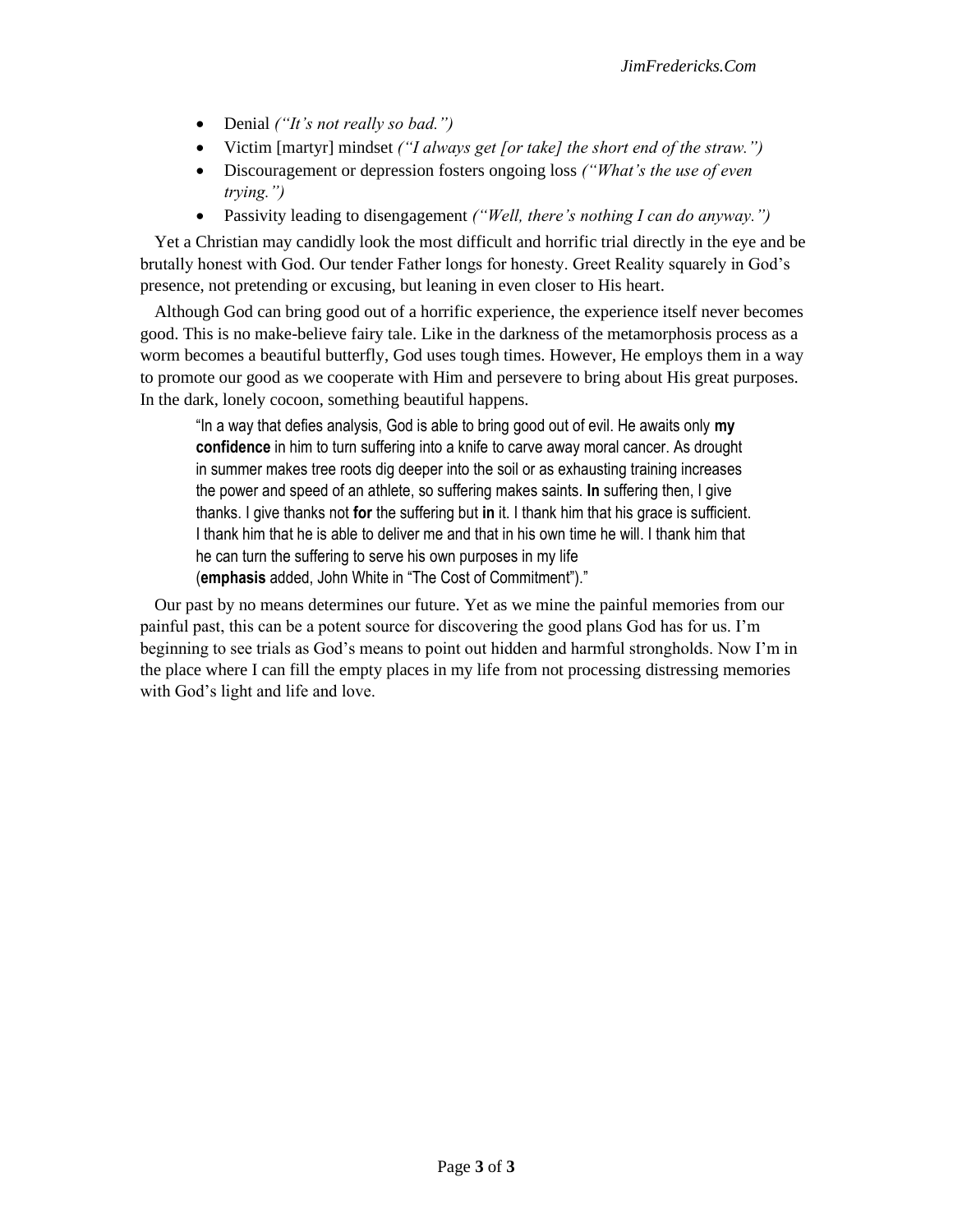- Denial *("It's not really so bad.")*
- Victim [martyr] mindset *("I always get [or take] the short end of the straw.")*
- Discouragement or depression fosters ongoing loss *("What's the use of even trying.")*
- Passivity leading to disengagement *("Well, there's nothing I can do anyway.")*

Yet a Christian may candidly look the most difficult and horrific trial directly in the eye and be brutally honest with God. Our tender Father longs for honesty. Greet Reality squarely in God's presence, not pretending or excusing, but leaning in even closer to His heart.

Although God can bring good out of a horrific experience, the experience itself never becomes good. This is no make-believe fairy tale. Like in the darkness of the metamorphosis process as a worm becomes a beautiful butterfly, God uses tough times. However, He employs them in a way to promote our good as we cooperate with Him and persevere to bring about His great purposes. In the dark, lonely cocoon, something beautiful happens.

> "In a way that defies analysis, God is able to bring good out of evil. He awaits only **my confidence** in him to turn suffering into a knife to carve away moral cancer. As drought in summer makes tree roots dig deeper into the soil or as exhausting training increases the power and speed of an athlete, so suffering makes saints. **In** suffering then, I give thanks. I give thanks not **for** the suffering but **in** it. I thank him that his grace is sufficient. I thank him that he is able to deliver me and that in his own time he will. I thank him that he can turn the suffering to serve his own purposes in my life (**emphasis** added, John White in "The Cost of Commitment")."

Our past by no means determines our future. Yet as we mine the painful memories from our painful past, this can be a potent source for discovering the good plans God has for us. I'm beginning to see trials as God's means to point out hidden and harmful strongholds. Now I'm in the place where I can fill the empty places in my life from not processing distressing memories with God's light and life and love.